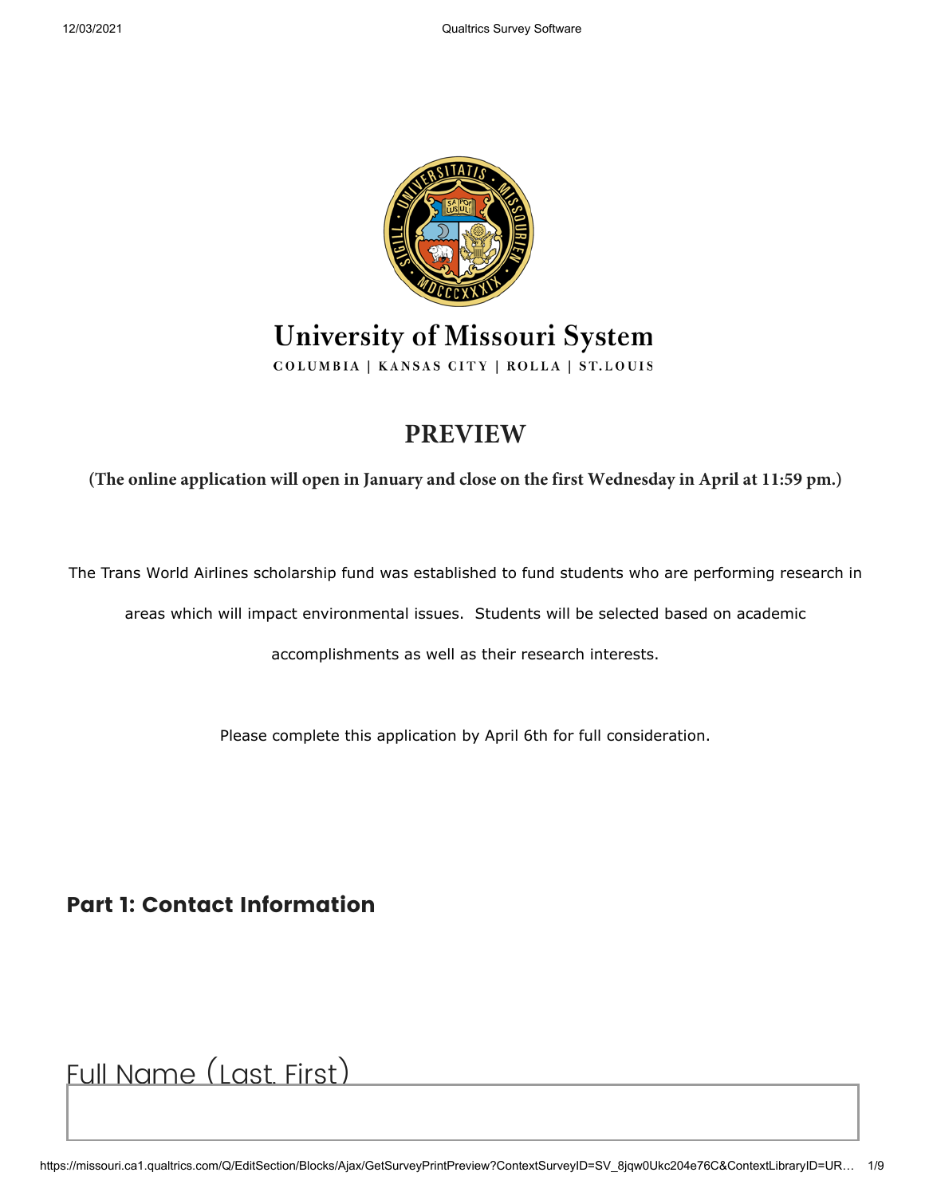# University of Missouri System

COLUMBIA | KANSAS CITY | ROLLA | ST.LOUIS

## PREVIEW

**(The online application will open in January and close on the first Wednesday in April at 11:59 pm.)**

The Trans World Airlines scholarship fund was established to fund students who are performing research in areas which will impact environmental issues. Students will be selected based on academic accomplishments as well as their research interests.

Please complete this application by April 6th for full consideration.

### Part 1: Contact Information

Full Name (Last, First)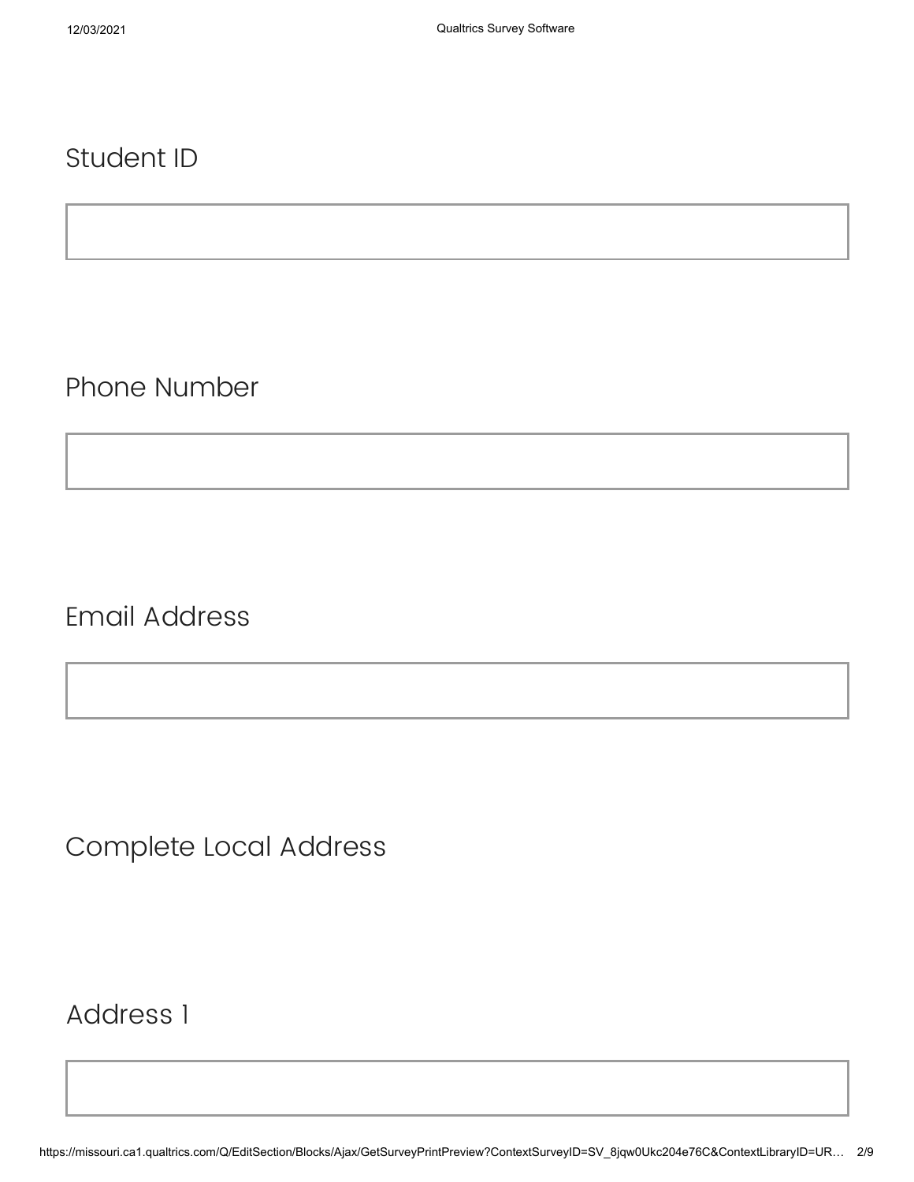Student ID

Phone Number

Email Address

Complete Local Address

Address 1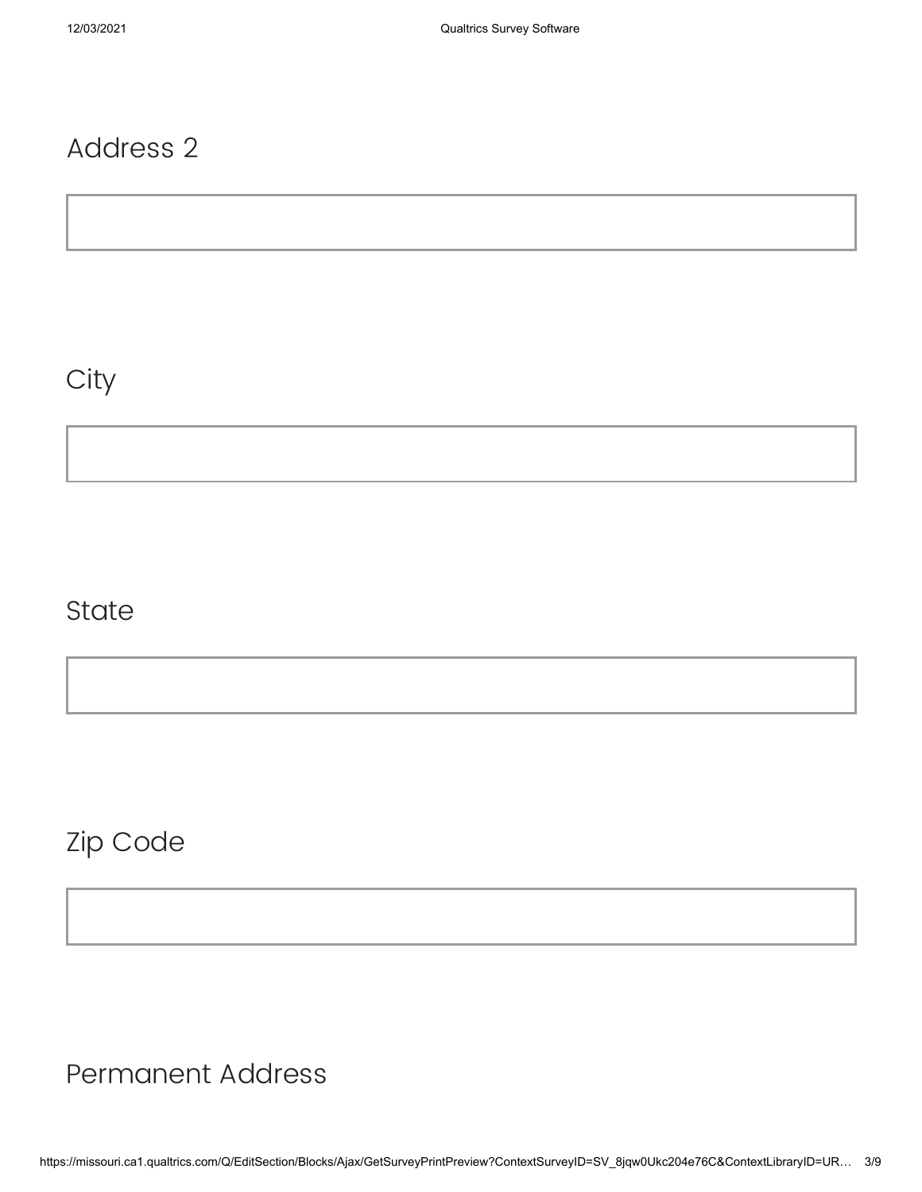Address 2

City

State

Zip Code

Permanent Address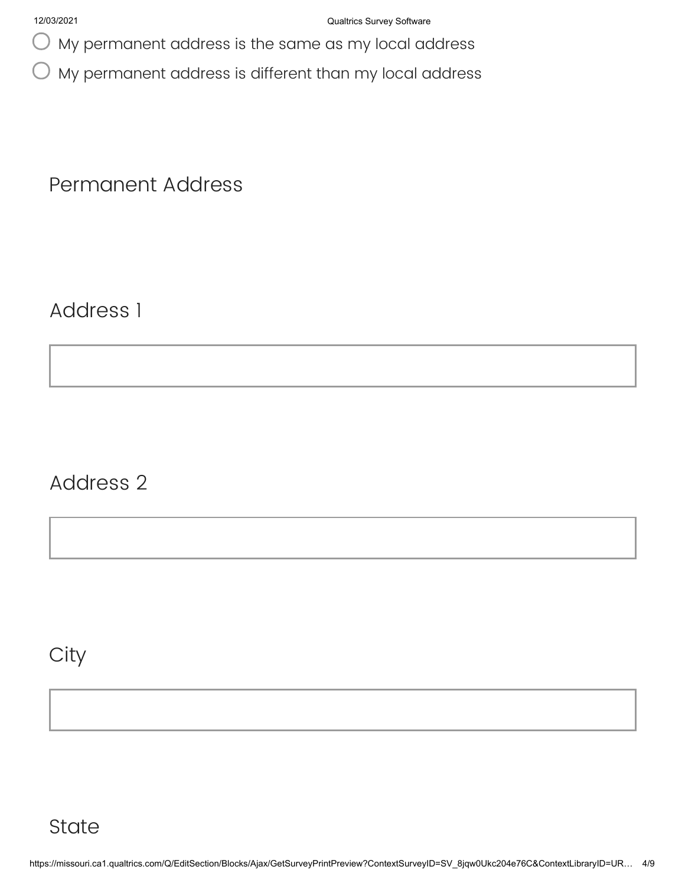- ○ My permanent address is the same as my local address
- ○ My permanent address is different than my local address

Permanent Address

Address 1

Address 2

City

State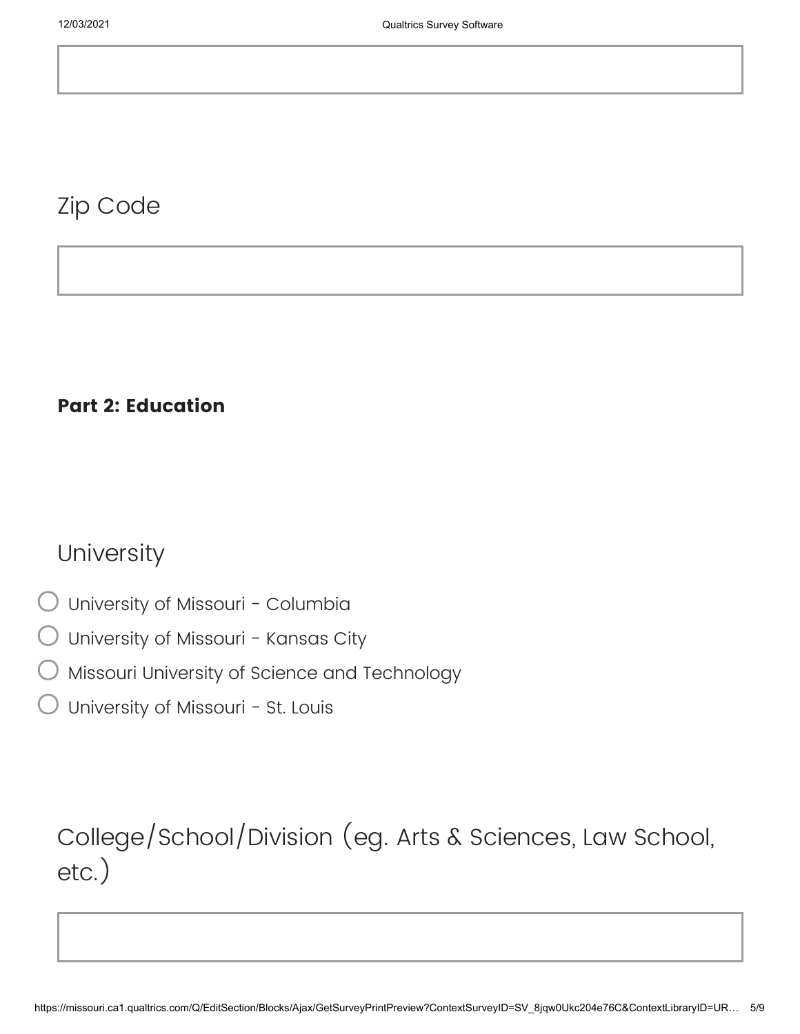Zip Code

**Part 2: Education**

University

- ○ University of Missouri - Columbia
- ○ University of Missouri - Kansas City
- ○ Missouri University of Science and Technology
- ○ University of Missouri - St. Louis

College/School/Division (eg. Arts & Sciences, Law School, etc.)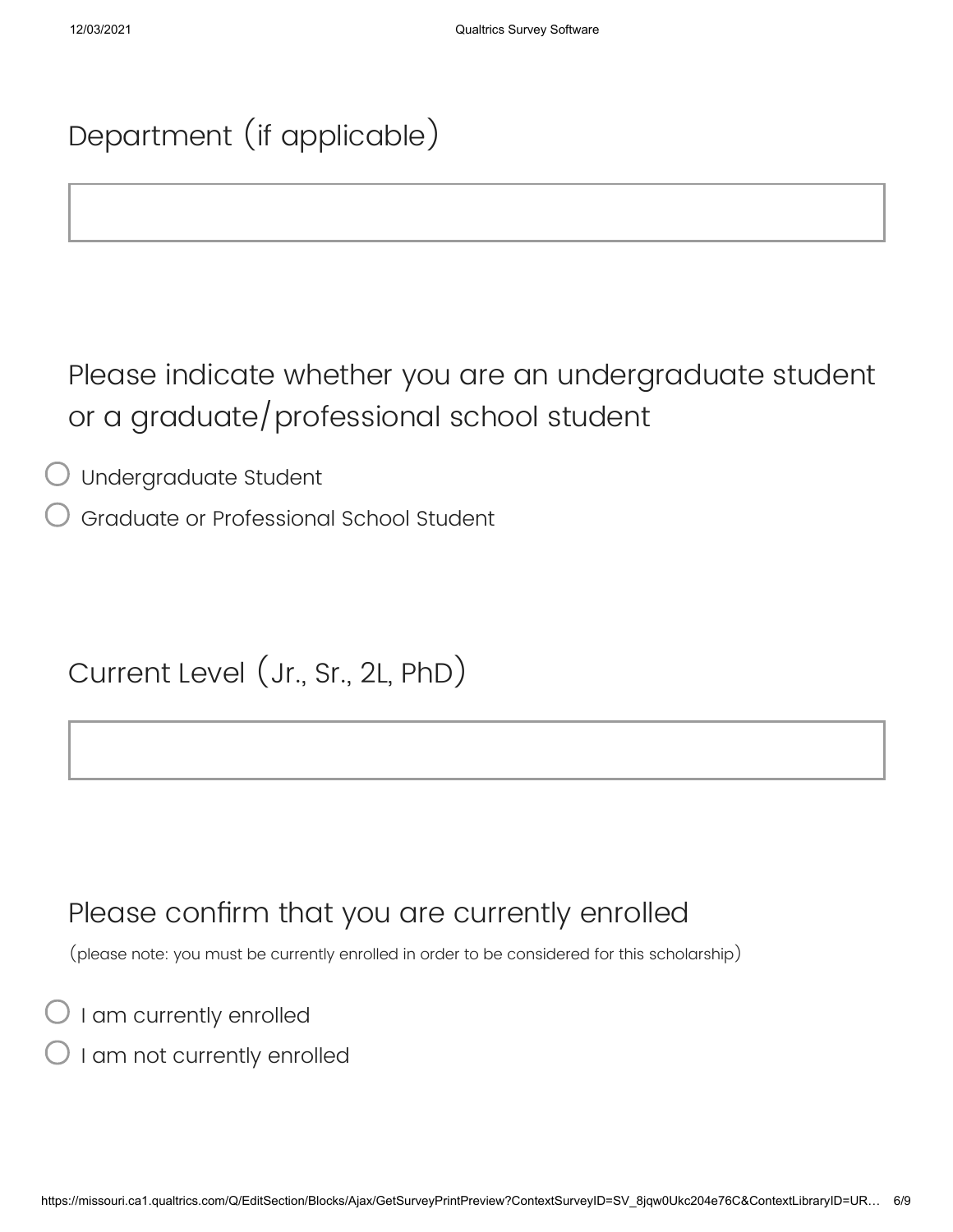Department (if applicable)

Please indicate whether you are an undergraduate student or a graduate/professional school student

- Undergraduate Student
- Graduate or Professional School Student

Current Level (Jr., Sr., 2L, PhD)

Please confirm that you are currently enrolled

(please note: you must be currently enrolled in order to be considered for this scholarship)

- I am currently enrolled
- I am not currently enrolled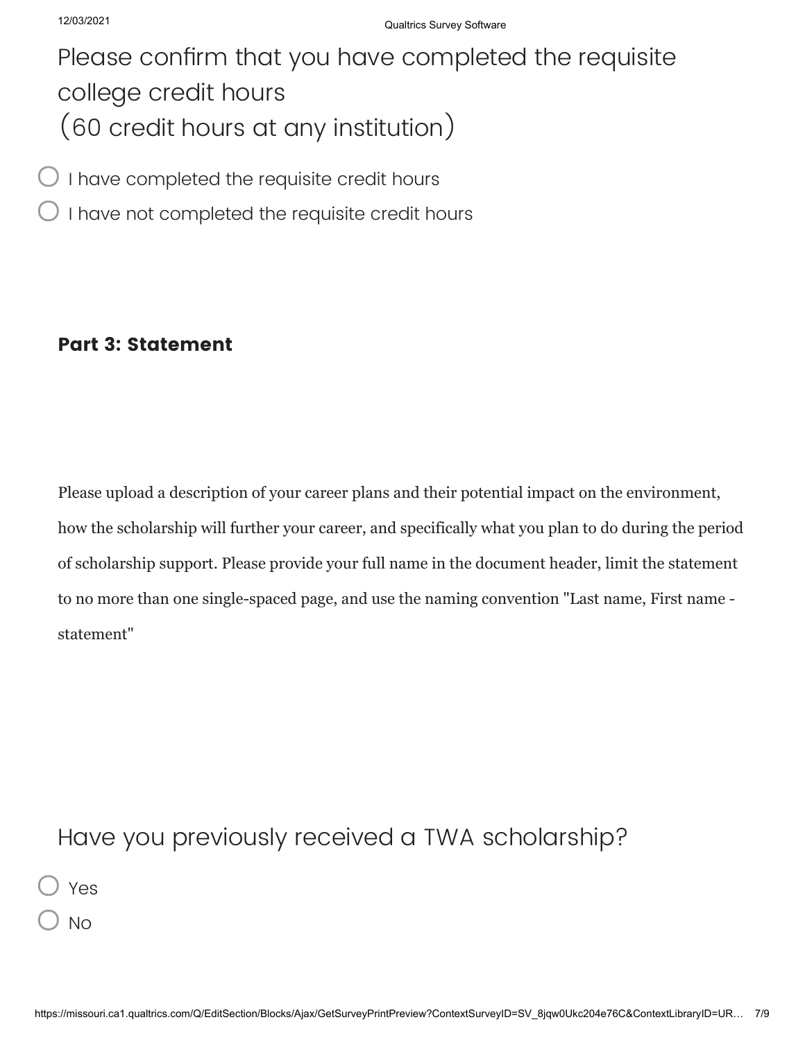Please confirm that you have completed the requisite college credit hours
(60 credit hours at any institution)

- ○ I have completed the requisite credit hours
- ○ I have not completed the requisite credit hours

**Part 3: Statement**

Please upload a description of your career plans and their potential impact on the environment, how the scholarship will further your career, and specifically what you plan to do during the period of scholarship support. Please provide your full name in the document header, limit the statement to no more than one single-spaced page, and use the naming convention "Last name, First name - statement"

Have you previously received a TWA scholarship?

- ○ Yes
- ○ No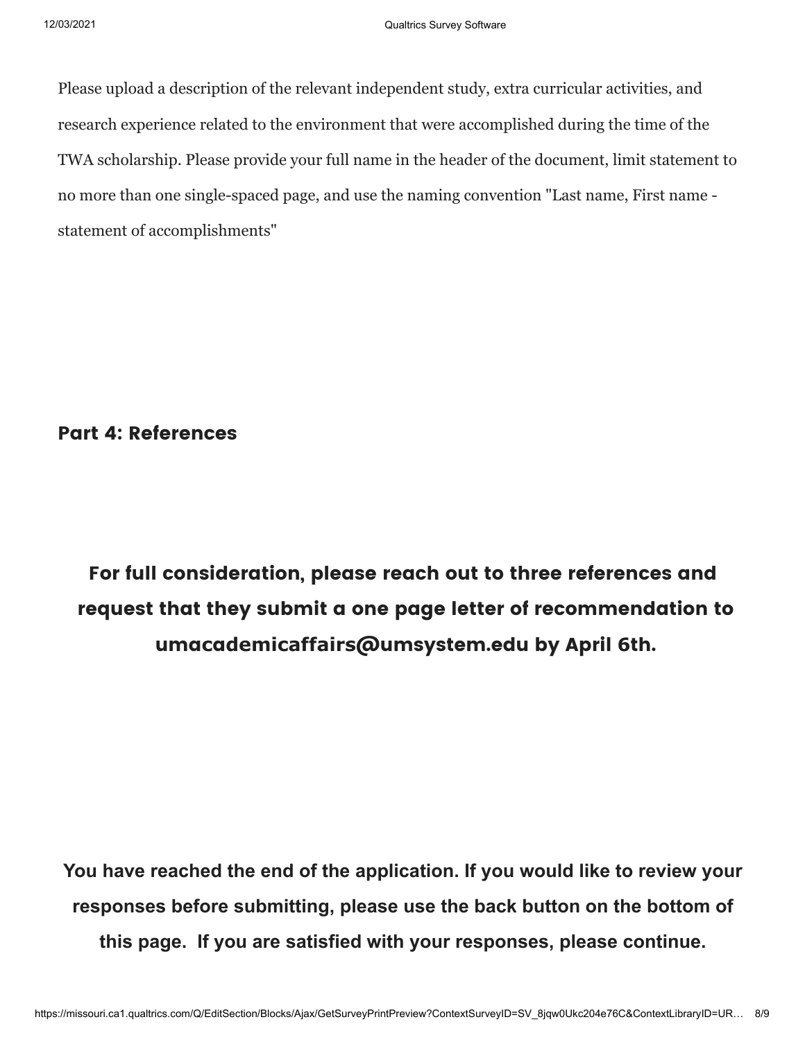Please upload a description of the relevant independent study, extra curricular activities, and research experience related to the environment that were accomplished during the time of the TWA scholarship. Please provide your full name in the header of the document, limit statement to no more than one single-spaced page, and use the naming convention "Last name, First name - statement of accomplishments"

## Part 4: References

**For full consideration, please reach out to three references and request that they submit a one page letter of recommendation to umacademicaffairs@umsystem.edu by April 6th.**

**You have reached the end of the application. If you would like to review your responses before submitting, please use the back button on the bottom of this page. If you are satisfied with your responses, please continue.**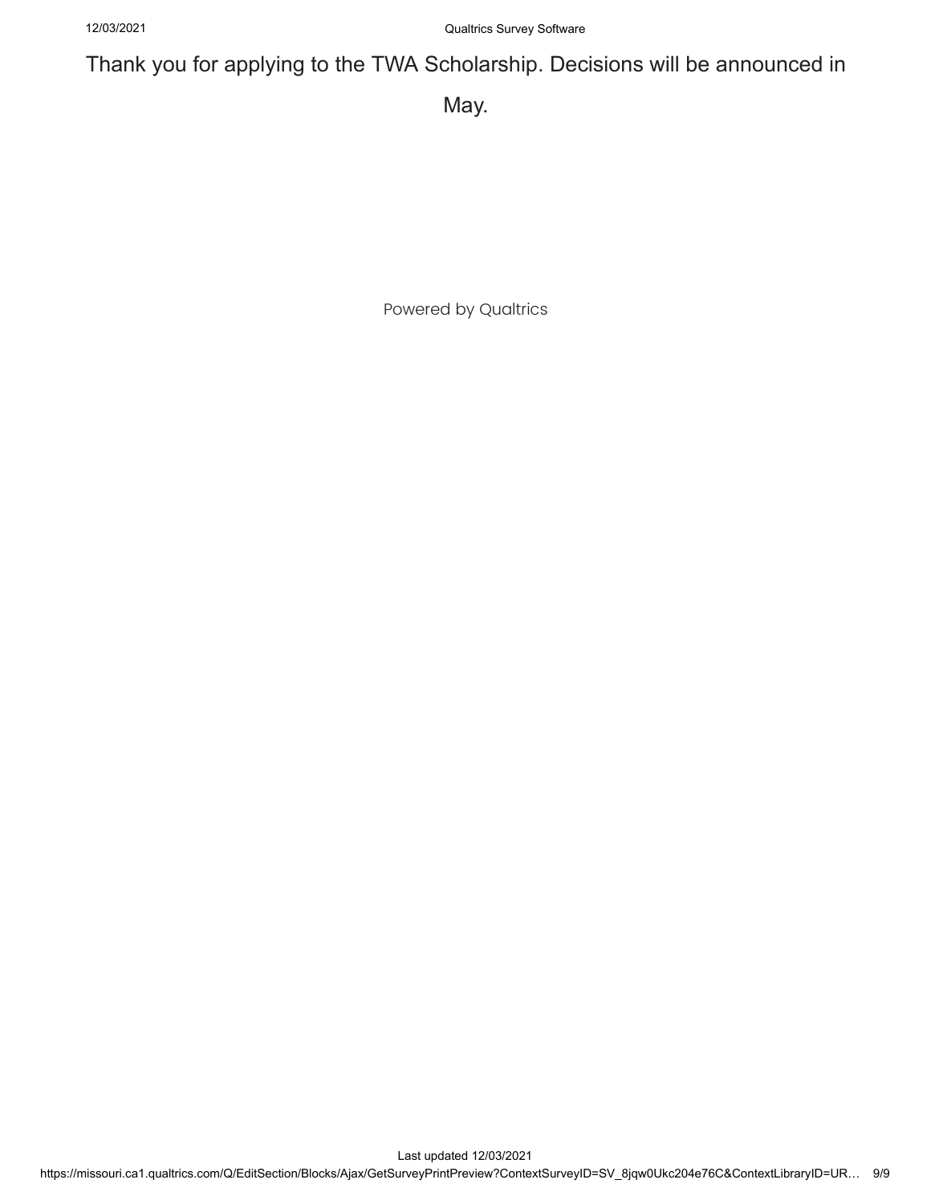Thank you for applying to the TWA Scholarship. Decisions will be announced in May.

Powered by Qualtrics